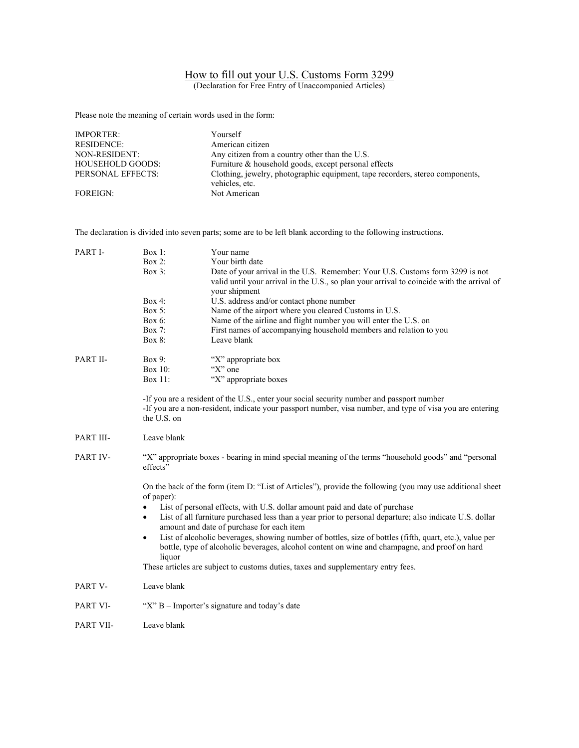# How to fill out your U.S. Customs Form 3299

(Declaration for Free Entry of Unaccompanied Articles)

Please note the meaning of certain words used in the form:

| | |
|---|---|
| IMPORTER: | Yourself |
| RESIDENCE: | American citizen |
| NON-RESIDENT: | Any citizen from a country other than the U.S. |
| HOUSEHOLD GOODS: | Furniture & household goods, except personal effects |
| PERSONAL EFFECTS: | Clothing, jewelry, photographic equipment, tape recorders, stereo components, vehicles, etc. |
| FOREIGN: | Not American |

The declaration is divided into seven parts; some are to be left blank according to the following instructions.

**PART I-**

| | |
|---|---|
| Box 1: | Your name |
| Box 2: | Your birth date |
| Box 3: | Date of your arrival in the U.S. Remember: Your U.S. Customs form 3299 is not valid until your arrival in the U.S., so plan your arrival to coincide with the arrival of your shipment |
| Box 4: | U.S. address and/or contact phone number |
| Box 5: | Name of the airport where you cleared Customs in U.S. |
| Box 6: | Name of the airline and flight number you will enter the U.S. on |
| Box 7: | First names of accompanying household members and relation to you |
| Box 8: | Leave blank |

**PART II-**

| | |
|---|---|
| Box 9: | "X" appropriate box |
| Box 10: | "X" one |
| Box 11: | "X" appropriate boxes |

-If you are a resident of the U.S., enter your social security number and passport number
-If you are a non-resident, indicate your passport number, visa number, and type of visa you are entering the U.S. on

**PART III-** Leave blank

**PART IV-** "X" appropriate boxes - bearing in mind special meaning of the terms "household goods" and "personal effects"

On the back of the form (item D: "List of Articles"), provide the following (you may use additional sheet of paper):

- List of personal effects, with U.S. dollar amount paid and date of purchase
- List of all furniture purchased less than a year prior to personal departure; also indicate U.S. dollar amount and date of purchase for each item
- List of alcoholic beverages, showing number of bottles, size of bottles (fifth, quart, etc.), value per bottle, type of alcoholic beverages, alcohol content on wine and champagne, and proof on hard liquor

These articles are subject to customs duties, taxes and supplementary entry fees.

**PART V-** Leave blank

**PART VI-** "X" B – Importer's signature and today's date

**PART VII-** Leave blank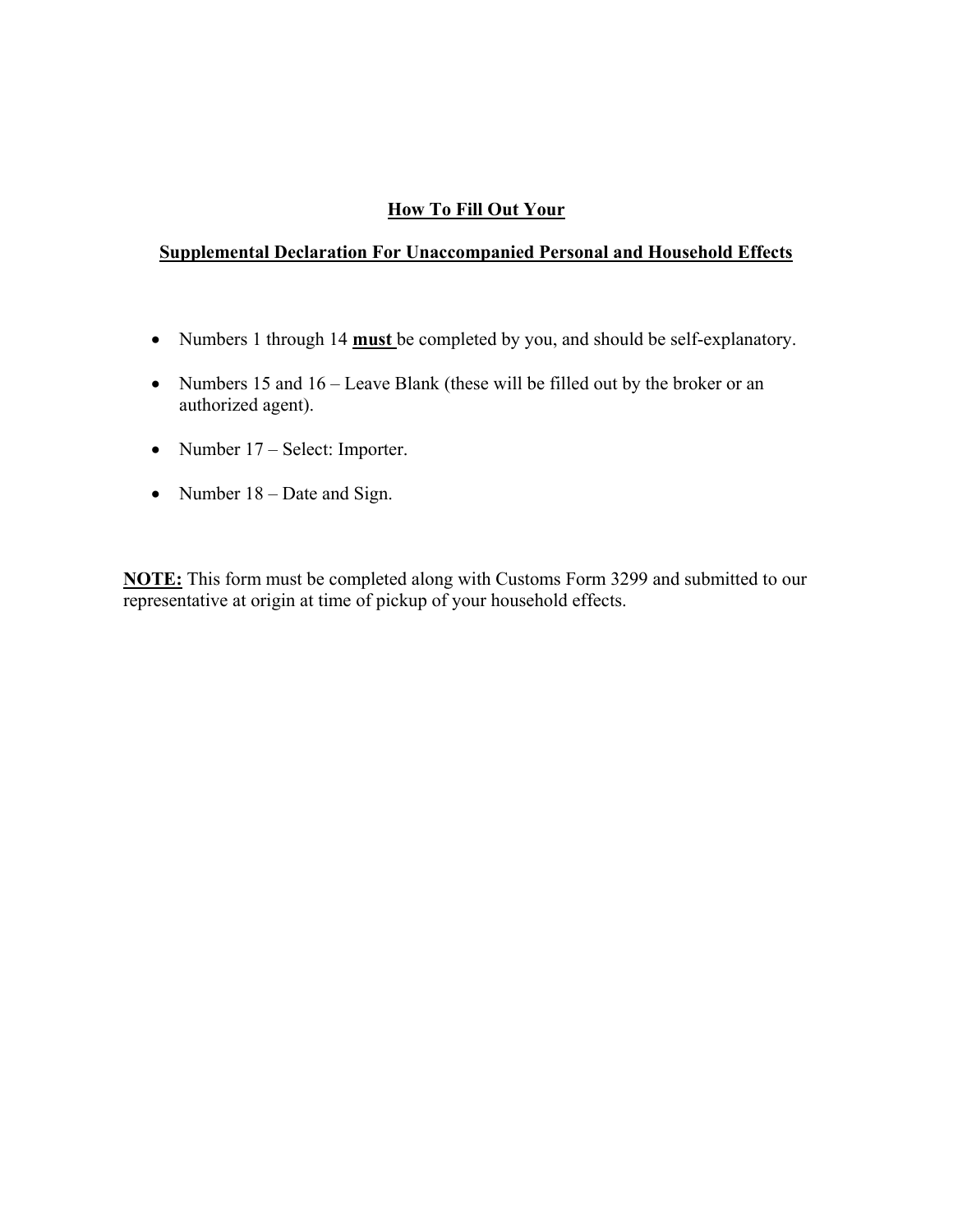## How To Fill Out Your

## Supplemental Declaration For Unaccompanied Personal and Household Effects

- Numbers 1 through 14 **must** be completed by you, and should be self-explanatory.
- Numbers 15 and 16 – Leave Blank (these will be filled out by the broker or an authorized agent).
- Number 17 – Select: Importer.
- Number 18 – Date and Sign.

**NOTE:** This form must be completed along with Customs Form 3299 and submitted to our representative at origin at time of pickup of your household effects.